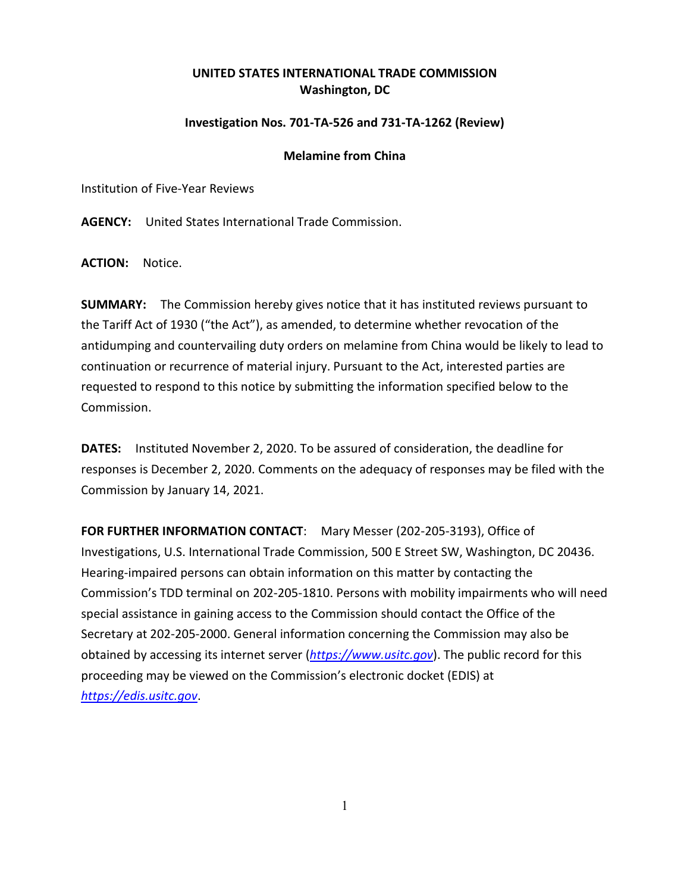**UNITED STATES INTERNATIONAL TRADE COMMISSION**
**Washington, DC**

**Investigation Nos. 701-TA-526 and 731-TA-1262 (Review)**

**Melamine from China**

Institution of Five-Year Reviews

**AGENCY:** United States International Trade Commission.

**ACTION:** Notice.

**SUMMARY:** The Commission hereby gives notice that it has instituted reviews pursuant to the Tariff Act of 1930 ("the Act"), as amended, to determine whether revocation of the antidumping and countervailing duty orders on melamine from China would be likely to lead to continuation or recurrence of material injury. Pursuant to the Act, interested parties are requested to respond to this notice by submitting the information specified below to the Commission.

**DATES:** Instituted November 2, 2020. To be assured of consideration, the deadline for responses is December 2, 2020. Comments on the adequacy of responses may be filed with the Commission by January 14, 2021.

**FOR FURTHER INFORMATION CONTACT**: Mary Messer (202-205-3193), Office of Investigations, U.S. International Trade Commission, 500 E Street SW, Washington, DC 20436. Hearing-impaired persons can obtain information on this matter by contacting the Commission's TDD terminal on 202-205-1810. Persons with mobility impairments who will need special assistance in gaining access to the Commission should contact the Office of the Secretary at 202-205-2000. General information concerning the Commission may also be obtained by accessing its internet server (*https://www.usitc.gov*). The public record for this proceeding may be viewed on the Commission's electronic docket (EDIS) at *https://edis.usitc.gov*.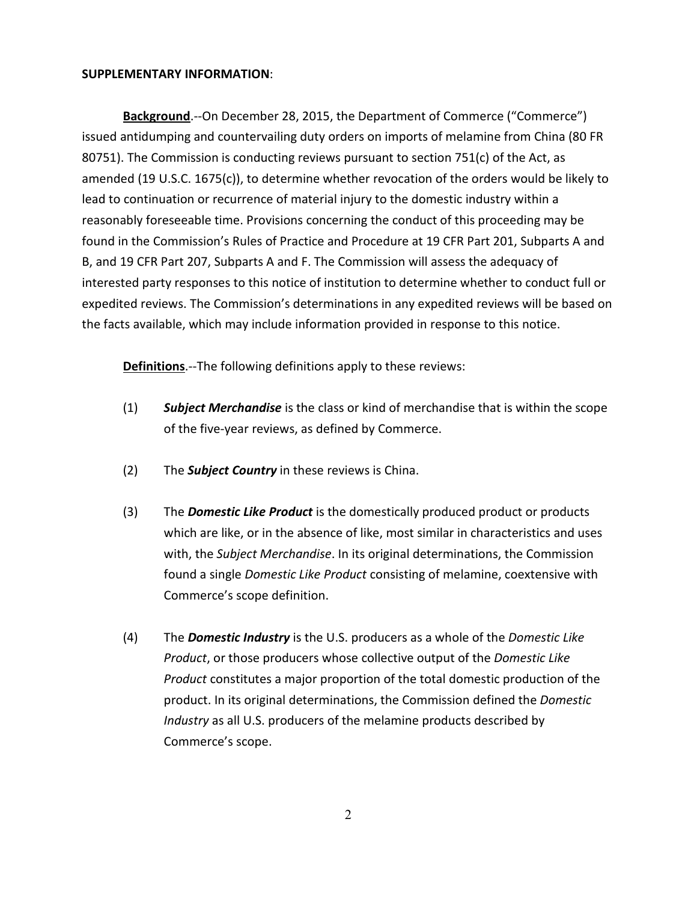**SUPPLEMENTARY INFORMATION**:

**Background**.--On December 28, 2015, the Department of Commerce ("Commerce") issued antidumping and countervailing duty orders on imports of melamine from China (80 FR 80751). The Commission is conducting reviews pursuant to section 751(c) of the Act, as amended (19 U.S.C. 1675(c)), to determine whether revocation of the orders would be likely to lead to continuation or recurrence of material injury to the domestic industry within a reasonably foreseeable time. Provisions concerning the conduct of this proceeding may be found in the Commission's Rules of Practice and Procedure at 19 CFR Part 201, Subparts A and B, and 19 CFR Part 207, Subparts A and F. The Commission will assess the adequacy of interested party responses to this notice of institution to determine whether to conduct full or expedited reviews. The Commission's determinations in any expedited reviews will be based on the facts available, which may include information provided in response to this notice.

**Definitions**.--The following definitions apply to these reviews:

(1) ***Subject Merchandise*** is the class or kind of merchandise that is within the scope of the five-year reviews, as defined by Commerce.

(2) The ***Subject Country*** in these reviews is China.

(3) The ***Domestic Like Product*** is the domestically produced product or products which are like, or in the absence of like, most similar in characteristics and uses with, the *Subject Merchandise*. In its original determinations, the Commission found a single *Domestic Like Product* consisting of melamine, coextensive with Commerce's scope definition.

(4) The ***Domestic Industry*** is the U.S. producers as a whole of the *Domestic Like Product*, or those producers whose collective output of the *Domestic Like Product* constitutes a major proportion of the total domestic production of the product. In its original determinations, the Commission defined the *Domestic Industry* as all U.S. producers of the melamine products described by Commerce's scope.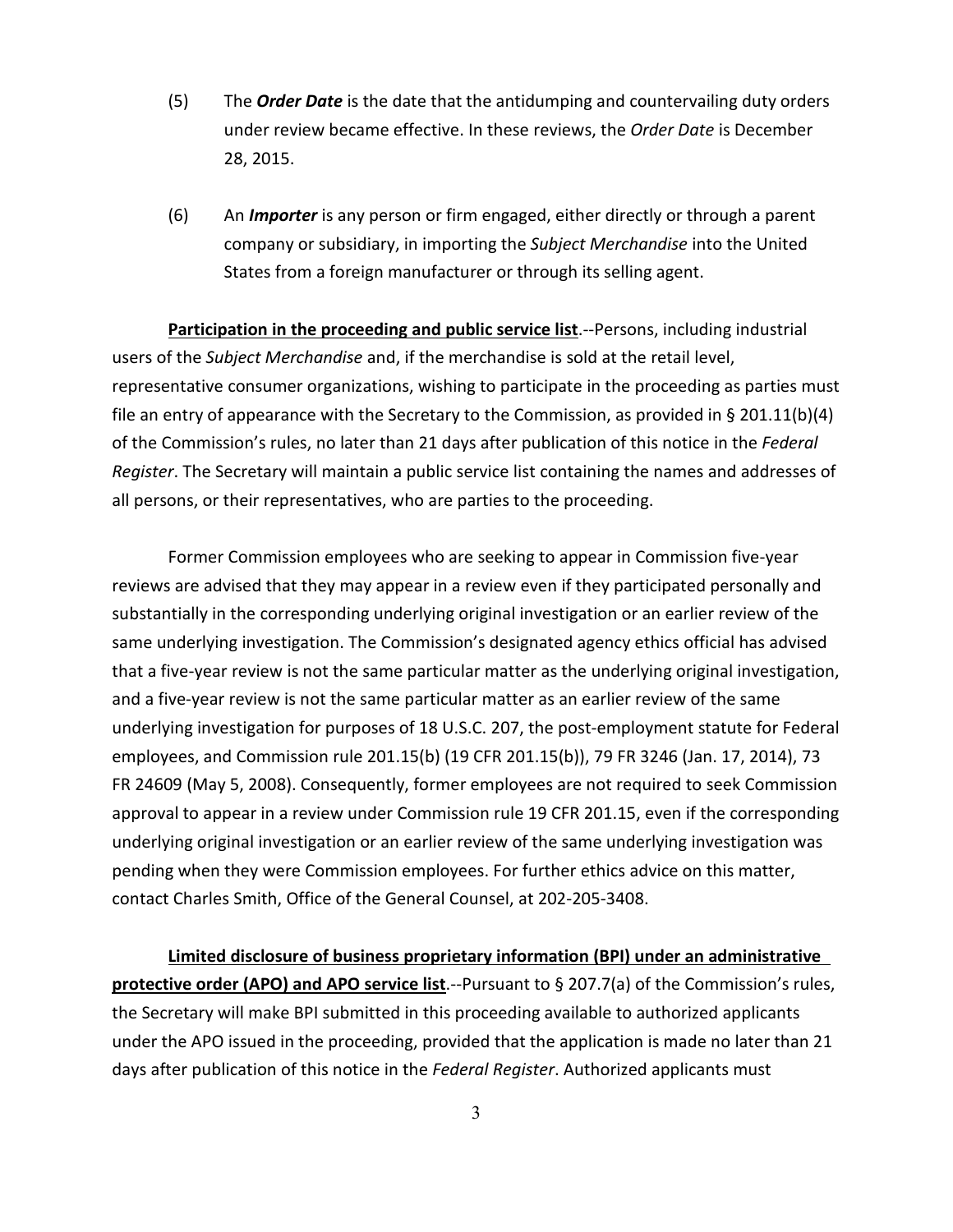(5) The ***Order Date*** is the date that the antidumping and countervailing duty orders under review became effective. In these reviews, the *Order Date* is December 28, 2015.

(6) An ***Importer*** is any person or firm engaged, either directly or through a parent company or subsidiary, in importing the *Subject Merchandise* into the United States from a foreign manufacturer or through its selling agent.

**Participation in the proceeding and public service list**.--Persons, including industrial users of the *Subject Merchandise* and, if the merchandise is sold at the retail level, representative consumer organizations, wishing to participate in the proceeding as parties must file an entry of appearance with the Secretary to the Commission, as provided in § 201.11(b)(4) of the Commission's rules, no later than 21 days after publication of this notice in the *Federal Register*. The Secretary will maintain a public service list containing the names and addresses of all persons, or their representatives, who are parties to the proceeding.

Former Commission employees who are seeking to appear in Commission five-year reviews are advised that they may appear in a review even if they participated personally and substantially in the corresponding underlying original investigation or an earlier review of the same underlying investigation. The Commission's designated agency ethics official has advised that a five-year review is not the same particular matter as the underlying original investigation, and a five-year review is not the same particular matter as an earlier review of the same underlying investigation for purposes of 18 U.S.C. 207, the post-employment statute for Federal employees, and Commission rule 201.15(b) (19 CFR 201.15(b)), 79 FR 3246 (Jan. 17, 2014), 73 FR 24609 (May 5, 2008). Consequently, former employees are not required to seek Commission approval to appear in a review under Commission rule 19 CFR 201.15, even if the corresponding underlying original investigation or an earlier review of the same underlying investigation was pending when they were Commission employees. For further ethics advice on this matter, contact Charles Smith, Office of the General Counsel, at 202-205-3408.

**Limited disclosure of business proprietary information (BPI) under an administrative protective order (APO) and APO service list**.--Pursuant to § 207.7(a) of the Commission's rules, the Secretary will make BPI submitted in this proceeding available to authorized applicants under the APO issued in the proceeding, provided that the application is made no later than 21 days after publication of this notice in the *Federal Register*. Authorized applicants must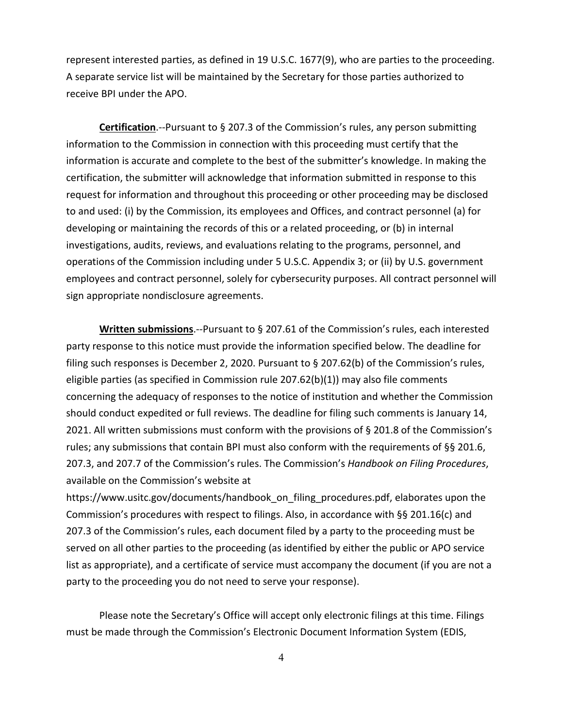represent interested parties, as defined in 19 U.S.C. 1677(9), who are parties to the proceeding. A separate service list will be maintained by the Secretary for those parties authorized to receive BPI under the APO.

**Certification**.--Pursuant to § 207.3 of the Commission's rules, any person submitting information to the Commission in connection with this proceeding must certify that the information is accurate and complete to the best of the submitter's knowledge. In making the certification, the submitter will acknowledge that information submitted in response to this request for information and throughout this proceeding or other proceeding may be disclosed to and used: (i) by the Commission, its employees and Offices, and contract personnel (a) for developing or maintaining the records of this or a related proceeding, or (b) in internal investigations, audits, reviews, and evaluations relating to the programs, personnel, and operations of the Commission including under 5 U.S.C. Appendix 3; or (ii) by U.S. government employees and contract personnel, solely for cybersecurity purposes. All contract personnel will sign appropriate nondisclosure agreements.

**Written submissions**.--Pursuant to § 207.61 of the Commission's rules, each interested party response to this notice must provide the information specified below. The deadline for filing such responses is December 2, 2020. Pursuant to § 207.62(b) of the Commission's rules, eligible parties (as specified in Commission rule 207.62(b)(1)) may also file comments concerning the adequacy of responses to the notice of institution and whether the Commission should conduct expedited or full reviews. The deadline for filing such comments is January 14, 2021. All written submissions must conform with the provisions of § 201.8 of the Commission's rules; any submissions that contain BPI must also conform with the requirements of §§ 201.6, 207.3, and 207.7 of the Commission's rules. The Commission's *Handbook on Filing Procedures*, available on the Commission's website at https://www.usitc.gov/documents/handbook_on_filing_procedures.pdf, elaborates upon the Commission's procedures with respect to filings. Also, in accordance with §§ 201.16(c) and 207.3 of the Commission's rules, each document filed by a party to the proceeding must be served on all other parties to the proceeding (as identified by either the public or APO service list as appropriate), and a certificate of service must accompany the document (if you are not a party to the proceeding you do not need to serve your response).

Please note the Secretary's Office will accept only electronic filings at this time. Filings must be made through the Commission's Electronic Document Information System (EDIS,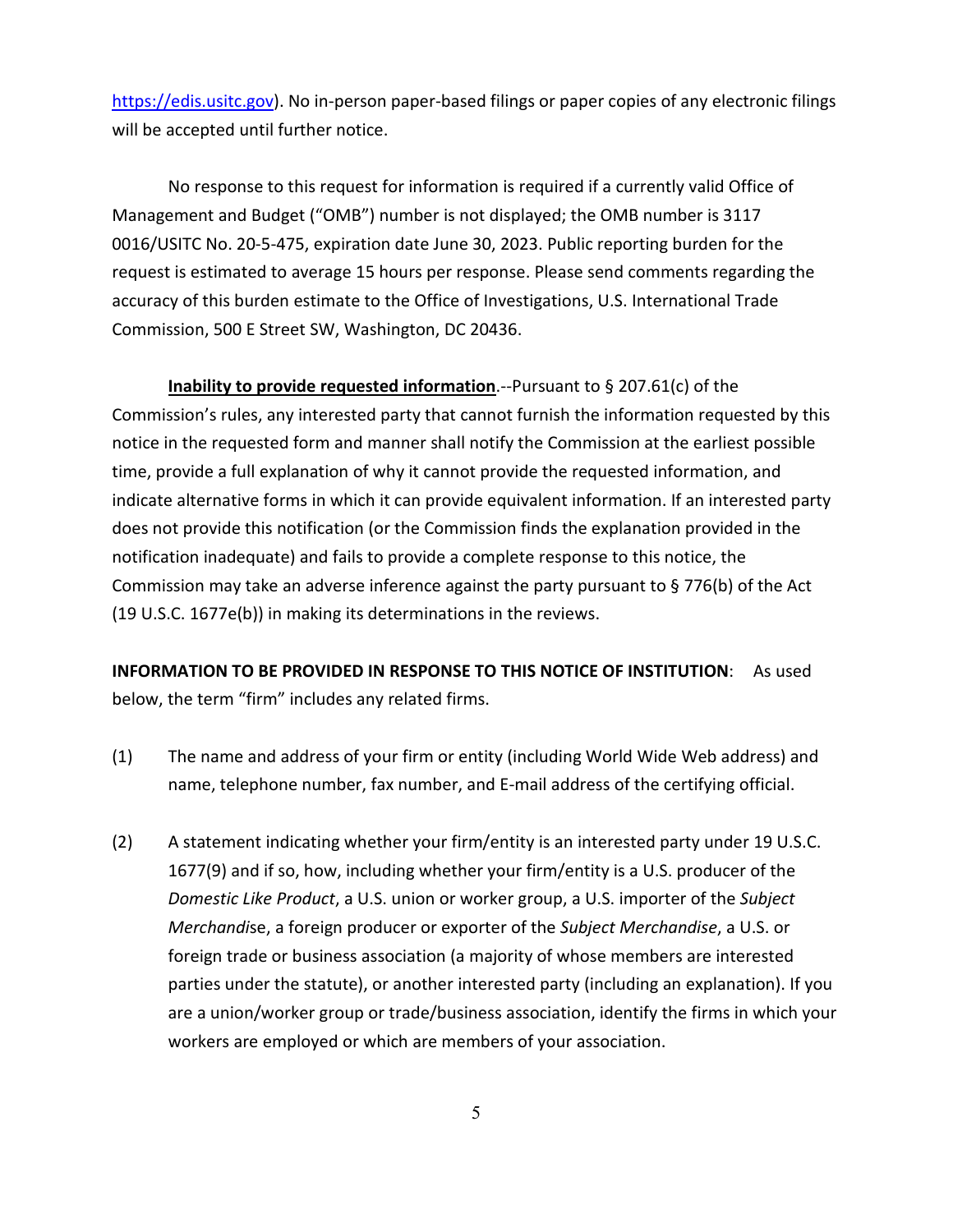https://edis.usitc.gov). No in-person paper-based filings or paper copies of any electronic filings will be accepted until further notice.

No response to this request for information is required if a currently valid Office of Management and Budget ("OMB") number is not displayed; the OMB number is 3117 0016/USITC No. 20-5-475, expiration date June 30, 2023. Public reporting burden for the request is estimated to average 15 hours per response. Please send comments regarding the accuracy of this burden estimate to the Office of Investigations, U.S. International Trade Commission, 500 E Street SW, Washington, DC 20436.

**Inability to provide requested information**.--Pursuant to § 207.61(c) of the Commission's rules, any interested party that cannot furnish the information requested by this notice in the requested form and manner shall notify the Commission at the earliest possible time, provide a full explanation of why it cannot provide the requested information, and indicate alternative forms in which it can provide equivalent information. If an interested party does not provide this notification (or the Commission finds the explanation provided in the notification inadequate) and fails to provide a complete response to this notice, the Commission may take an adverse inference against the party pursuant to § 776(b) of the Act (19 U.S.C. 1677e(b)) in making its determinations in the reviews.

**INFORMATION TO BE PROVIDED IN RESPONSE TO THIS NOTICE OF INSTITUTION**: As used below, the term "firm" includes any related firms.

(1) The name and address of your firm or entity (including World Wide Web address) and name, telephone number, fax number, and E-mail address of the certifying official.

(2) A statement indicating whether your firm/entity is an interested party under 19 U.S.C. 1677(9) and if so, how, including whether your firm/entity is a U.S. producer of the *Domestic Like Product*, a U.S. union or worker group, a U.S. importer of the *Subject Merchandise*, a foreign producer or exporter of the *Subject Merchandise*, a U.S. or foreign trade or business association (a majority of whose members are interested parties under the statute), or another interested party (including an explanation). If you are a union/worker group or trade/business association, identify the firms in which your workers are employed or which are members of your association.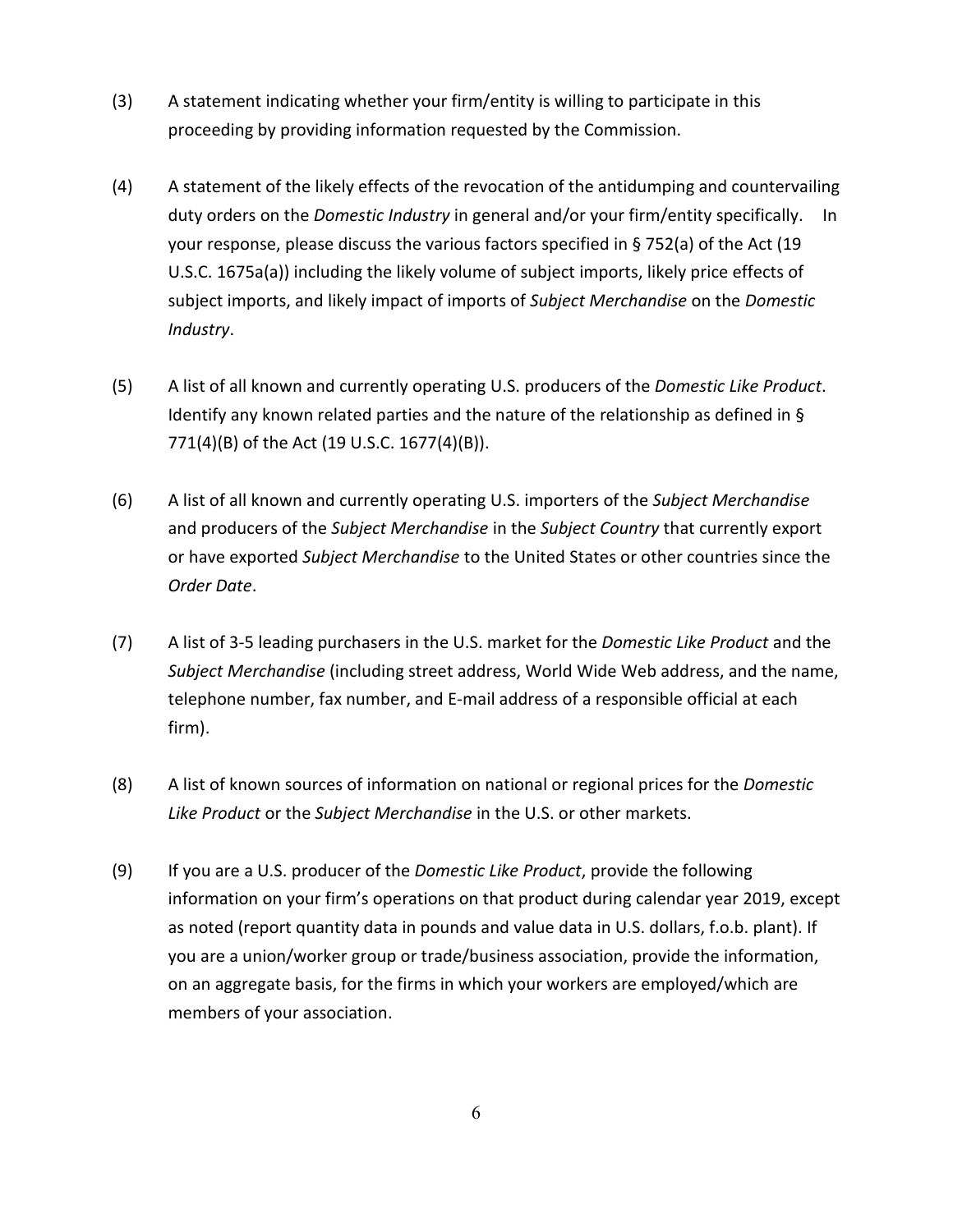(3) A statement indicating whether your firm/entity is willing to participate in this proceeding by providing information requested by the Commission.

(4) A statement of the likely effects of the revocation of the antidumping and countervailing duty orders on the *Domestic Industry* in general and/or your firm/entity specifically. In your response, please discuss the various factors specified in § 752(a) of the Act (19 U.S.C. 1675a(a)) including the likely volume of subject imports, likely price effects of subject imports, and likely impact of imports of *Subject Merchandise* on the *Domestic Industry*.

(5) A list of all known and currently operating U.S. producers of the *Domestic Like Product*. Identify any known related parties and the nature of the relationship as defined in § 771(4)(B) of the Act (19 U.S.C. 1677(4)(B)).

(6) A list of all known and currently operating U.S. importers of the *Subject Merchandise* and producers of the *Subject Merchandise* in the *Subject Country* that currently export or have exported *Subject Merchandise* to the United States or other countries since the *Order Date*.

(7) A list of 3-5 leading purchasers in the U.S. market for the *Domestic Like Product* and the *Subject Merchandise* (including street address, World Wide Web address, and the name, telephone number, fax number, and E-mail address of a responsible official at each firm).

(8) A list of known sources of information on national or regional prices for the *Domestic Like Product* or the *Subject Merchandise* in the U.S. or other markets.

(9) If you are a U.S. producer of the *Domestic Like Product*, provide the following information on your firm's operations on that product during calendar year 2019, except as noted (report quantity data in pounds and value data in U.S. dollars, f.o.b. plant). If you are a union/worker group or trade/business association, provide the information, on an aggregate basis, for the firms in which your workers are employed/which are members of your association.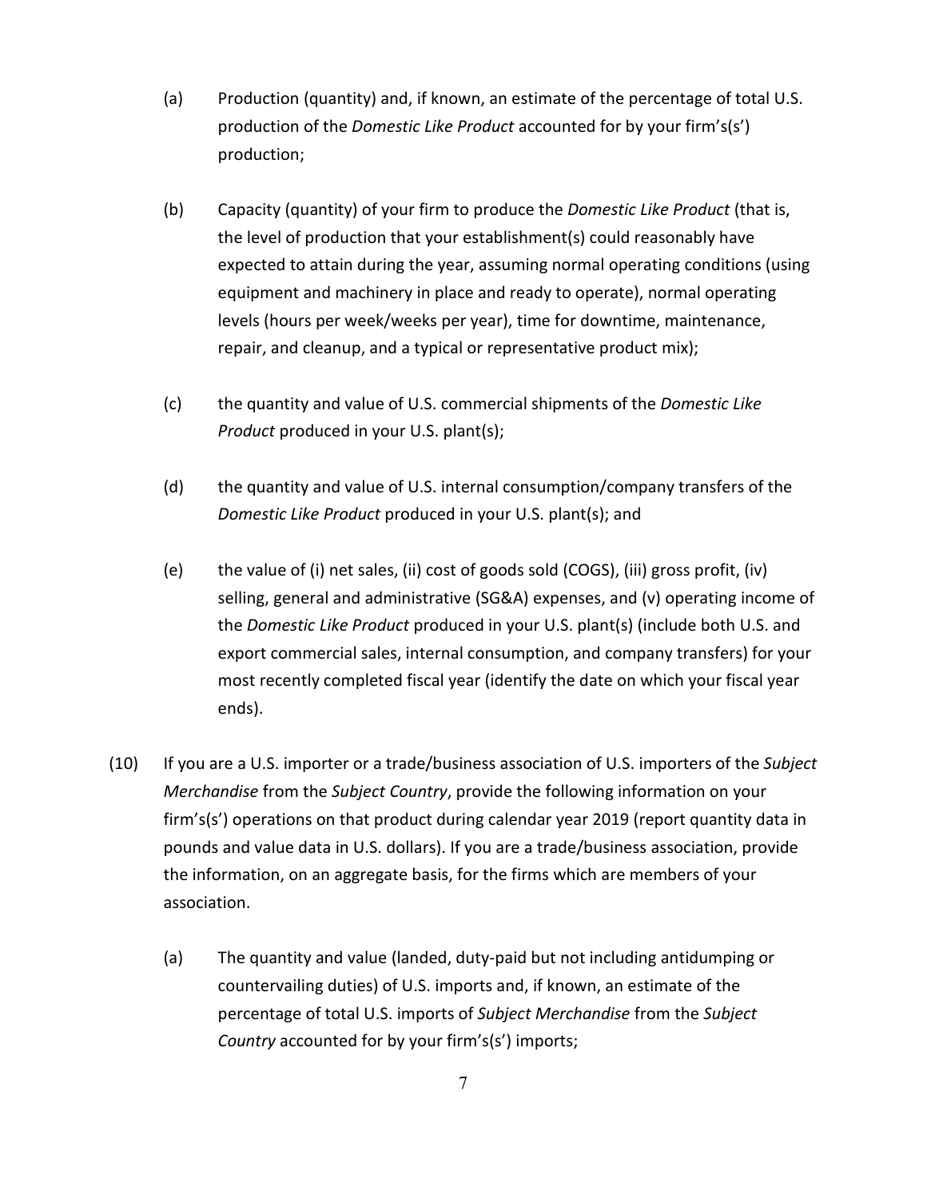(a) Production (quantity) and, if known, an estimate of the percentage of total U.S. production of the *Domestic Like Product* accounted for by your firm's(s') production;

(b) Capacity (quantity) of your firm to produce the *Domestic Like Product* (that is, the level of production that your establishment(s) could reasonably have expected to attain during the year, assuming normal operating conditions (using equipment and machinery in place and ready to operate), normal operating levels (hours per week/weeks per year), time for downtime, maintenance, repair, and cleanup, and a typical or representative product mix);

(c) the quantity and value of U.S. commercial shipments of the *Domestic Like Product* produced in your U.S. plant(s);

(d) the quantity and value of U.S. internal consumption/company transfers of the *Domestic Like Product* produced in your U.S. plant(s); and

(e) the value of (i) net sales, (ii) cost of goods sold (COGS), (iii) gross profit, (iv) selling, general and administrative (SG&A) expenses, and (v) operating income of the *Domestic Like Product* produced in your U.S. plant(s) (include both U.S. and export commercial sales, internal consumption, and company transfers) for your most recently completed fiscal year (identify the date on which your fiscal year ends).

(10) If you are a U.S. importer or a trade/business association of U.S. importers of the *Subject Merchandise* from the *Subject Country*, provide the following information on your firm's(s') operations on that product during calendar year 2019 (report quantity data in pounds and value data in U.S. dollars). If you are a trade/business association, provide the information, on an aggregate basis, for the firms which are members of your association.

(a) The quantity and value (landed, duty-paid but not including antidumping or countervailing duties) of U.S. imports and, if known, an estimate of the percentage of total U.S. imports of *Subject Merchandise* from the *Subject Country* accounted for by your firm's(s') imports;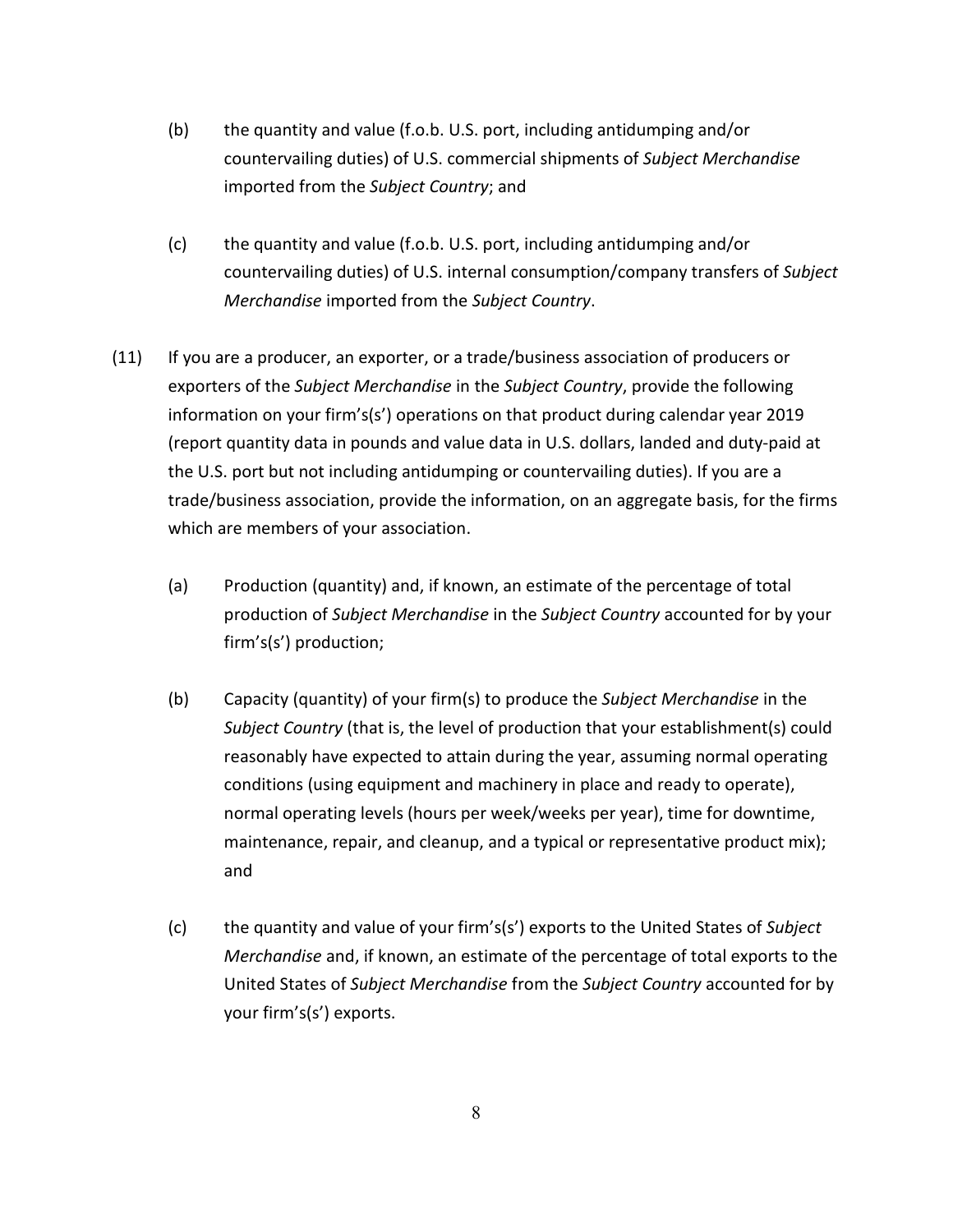(b) the quantity and value (f.o.b. U.S. port, including antidumping and/or countervailing duties) of U.S. commercial shipments of *Subject Merchandise* imported from the *Subject Country*; and

(c) the quantity and value (f.o.b. U.S. port, including antidumping and/or countervailing duties) of U.S. internal consumption/company transfers of *Subject Merchandise* imported from the *Subject Country*.

(11) If you are a producer, an exporter, or a trade/business association of producers or exporters of the *Subject Merchandise* in the *Subject Country*, provide the following information on your firm's(s') operations on that product during calendar year 2019 (report quantity data in pounds and value data in U.S. dollars, landed and duty-paid at the U.S. port but not including antidumping or countervailing duties). If you are a trade/business association, provide the information, on an aggregate basis, for the firms which are members of your association.

(a) Production (quantity) and, if known, an estimate of the percentage of total production of *Subject Merchandise* in the *Subject Country* accounted for by your firm's(s') production;

(b) Capacity (quantity) of your firm(s) to produce the *Subject Merchandise* in the *Subject Country* (that is, the level of production that your establishment(s) could reasonably have expected to attain during the year, assuming normal operating conditions (using equipment and machinery in place and ready to operate), normal operating levels (hours per week/weeks per year), time for downtime, maintenance, repair, and cleanup, and a typical or representative product mix); and

(c) the quantity and value of your firm's(s') exports to the United States of *Subject Merchandise* and, if known, an estimate of the percentage of total exports to the United States of *Subject Merchandise* from the *Subject Country* accounted for by your firm's(s') exports.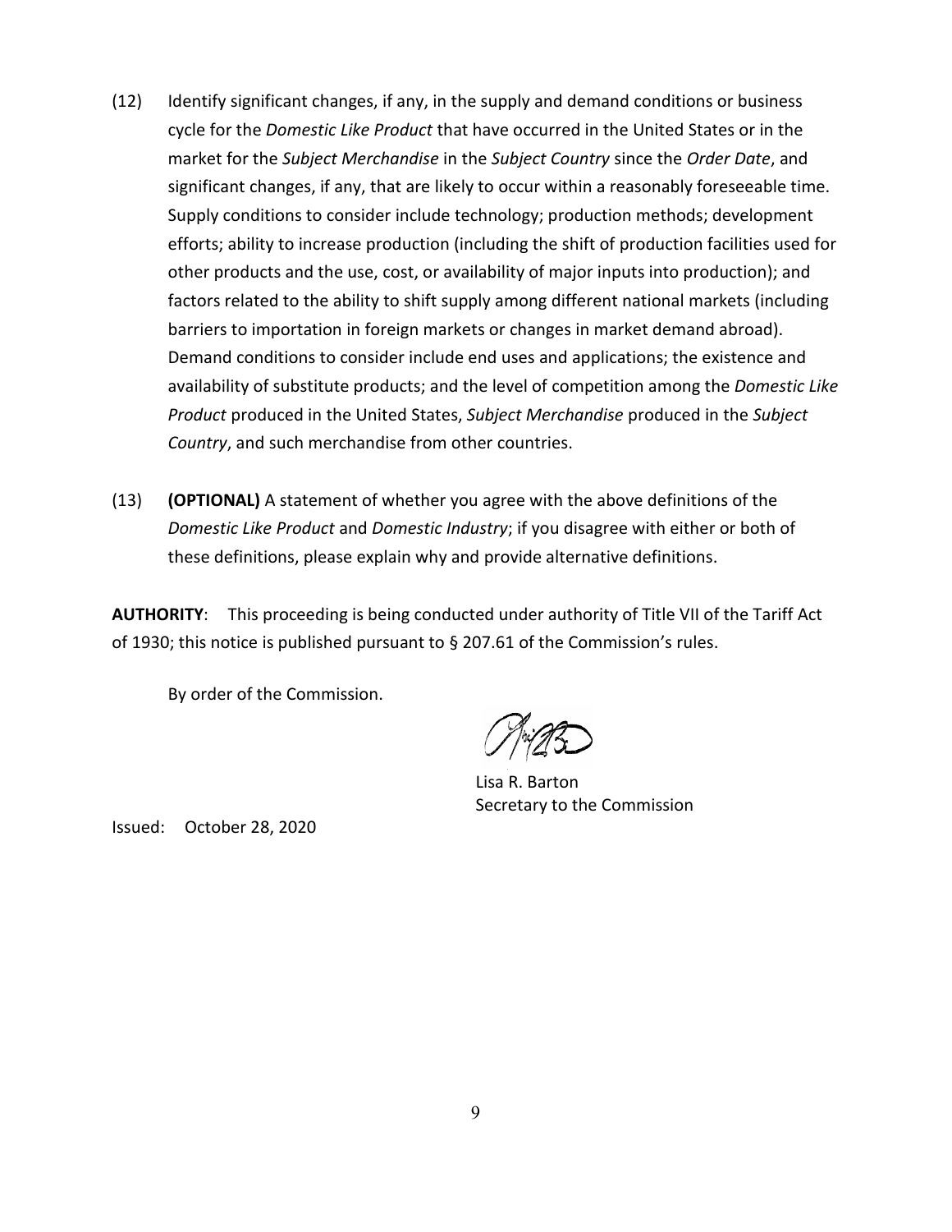(12) Identify significant changes, if any, in the supply and demand conditions or business cycle for the *Domestic Like Product* that have occurred in the United States or in the market for the *Subject Merchandise* in the *Subject Country* since the *Order Date*, and significant changes, if any, that are likely to occur within a reasonably foreseeable time. Supply conditions to consider include technology; production methods; development efforts; ability to increase production (including the shift of production facilities used for other products and the use, cost, or availability of major inputs into production); and factors related to the ability to shift supply among different national markets (including barriers to importation in foreign markets or changes in market demand abroad). Demand conditions to consider include end uses and applications; the existence and availability of substitute products; and the level of competition among the *Domestic Like Product* produced in the United States, *Subject Merchandise* produced in the *Subject Country*, and such merchandise from other countries.

(13) **(OPTIONAL)** A statement of whether you agree with the above definitions of the *Domestic Like Product* and *Domestic Industry*; if you disagree with either or both of these definitions, please explain why and provide alternative definitions.

**AUTHORITY**: This proceeding is being conducted under authority of Title VII of the Tariff Act of 1930; this notice is published pursuant to § 207.61 of the Commission's rules.

By order of the Commission.

Lisa R. Barton
Secretary to the Commission

Issued: October 28, 2020